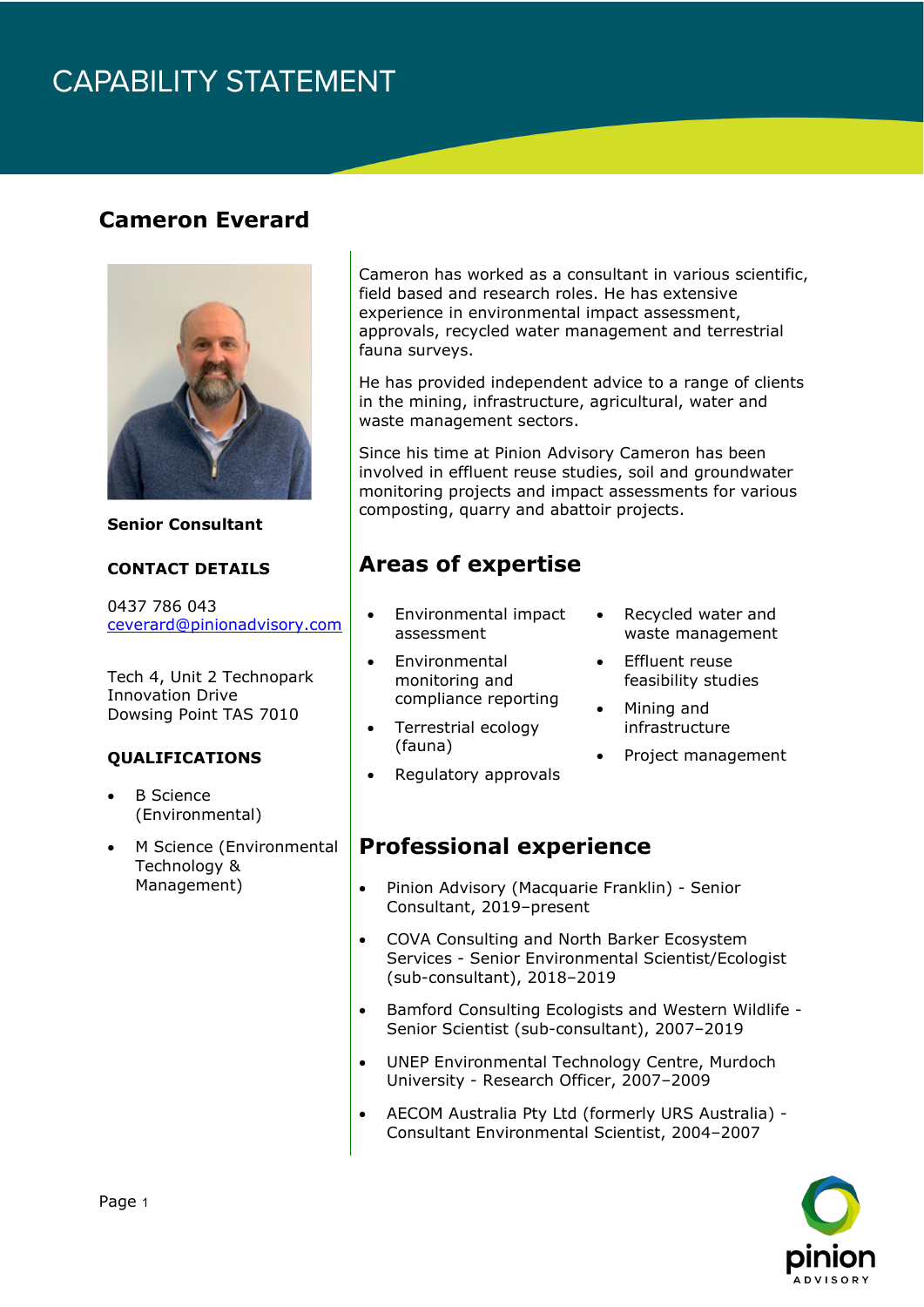# CAPABILITY STATEMENT

## Cameron Everard

**Senior Consultant**

**CONTACT DETAILS**

0437 786 043
ceverard@pinionadvisory.com

Tech 4, Unit 2 Technopark
Innovation Drive
Dowsing Point TAS 7010

**QUALIFICATIONS**

- B Science (Environmental)
- M Science (Environmental Technology & Management)

Cameron has worked as a consultant in various scientific, field based and research roles. He has extensive experience in environmental impact assessment, approvals, recycled water management and terrestrial fauna surveys.

He has provided independent advice to a range of clients in the mining, infrastructure, agricultural, water and waste management sectors.

Since his time at Pinion Advisory Cameron has been involved in effluent reuse studies, soil and groundwater monitoring projects and impact assessments for various composting, quarry and abattoir projects.

## Areas of expertise

- Environmental impact assessment
- Environmental monitoring and compliance reporting
- Terrestrial ecology (fauna)
- Regulatory approvals
- Recycled water and waste management
- Effluent reuse feasibility studies
- Mining and infrastructure
- Project management

## Professional experience

- Pinion Advisory (Macquarie Franklin) - Senior Consultant, 2019–present
- COVA Consulting and North Barker Ecosystem Services - Senior Environmental Scientist/Ecologist (sub-consultant), 2018–2019
- Bamford Consulting Ecologists and Western Wildlife - Senior Scientist (sub-consultant), 2007–2019
- UNEP Environmental Technology Centre, Murdoch University - Research Officer, 2007–2009
- AECOM Australia Pty Ltd (formerly URS Australia) - Consultant Environmental Scientist, 2004–2007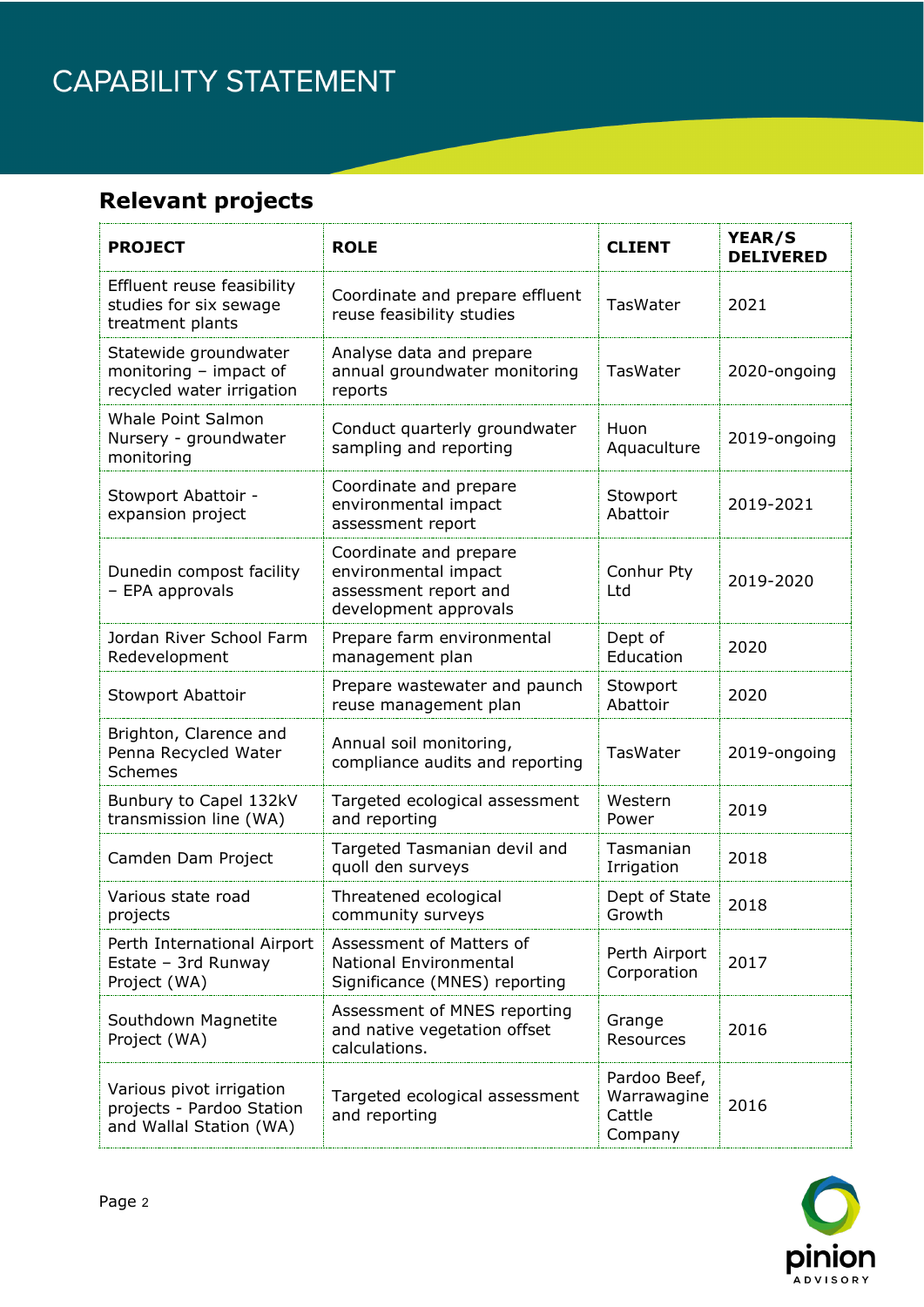# CAPABILITY STATEMENT

## Relevant projects

| PROJECT | ROLE | CLIENT | YEAR/S DELIVERED |
|---|---|---|---|
| Effluent reuse feasibility studies for six sewage treatment plants | Coordinate and prepare effluent reuse feasibility studies | TasWater | 2021 |
| Statewide groundwater monitoring – impact of recycled water irrigation | Analyse data and prepare annual groundwater monitoring reports | TasWater | 2020-ongoing |
| Whale Point Salmon Nursery - groundwater monitoring | Conduct quarterly groundwater sampling and reporting | Huon Aquaculture | 2019-ongoing |
| Stowport Abattoir - expansion project | Coordinate and prepare environmental impact assessment report | Stowport Abattoir | 2019-2021 |
| Dunedin compost facility – EPA approvals | Coordinate and prepare environmental impact assessment report and development approvals | Conhur Pty Ltd | 2019-2020 |
| Jordan River School Farm Redevelopment | Prepare farm environmental management plan | Dept of Education | 2020 |
| Stowport Abattoir | Prepare wastewater and paunch reuse management plan | Stowport Abattoir | 2020 |
| Brighton, Clarence and Penna Recycled Water Schemes | Annual soil monitoring, compliance audits and reporting | TasWater | 2019-ongoing |
| Bunbury to Capel 132kV transmission line (WA) | Targeted ecological assessment and reporting | Western Power | 2019 |
| Camden Dam Project | Targeted Tasmanian devil and quoll den surveys | Tasmanian Irrigation | 2018 |
| Various state road projects | Threatened ecological community surveys | Dept of State Growth | 2018 |
| Perth International Airport Estate – 3rd Runway Project (WA) | Assessment of Matters of National Environmental Significance (MNES) reporting | Perth Airport Corporation | 2017 |
| Southdown Magnetite Project (WA) | Assessment of MNES reporting and native vegetation offset calculations. | Grange Resources | 2016 |
| Various pivot irrigation projects - Pardoo Station and Wallal Station (WA) | Targeted ecological assessment and reporting | Pardoo Beef, Warrawagine Cattle Company | 2016 |

pinion ADVISORY